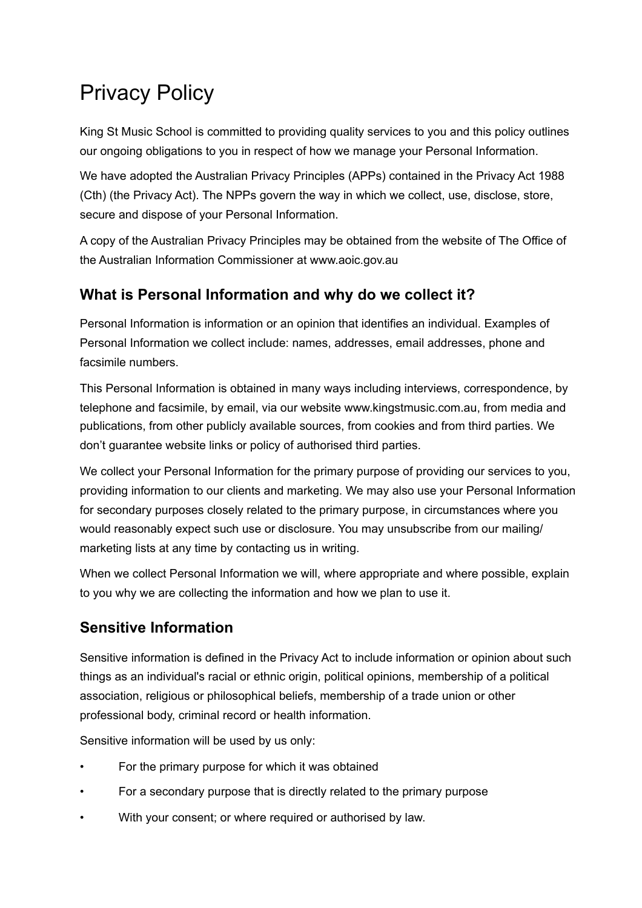# Privacy Policy

King St Music School is committed to providing quality services to you and this policy outlines our ongoing obligations to you in respect of how we manage your Personal Information.

We have adopted the Australian Privacy Principles (APPs) contained in the Privacy Act 1988 (Cth) (the Privacy Act). The NPPs govern the way in which we collect, use, disclose, store, secure and dispose of your Personal Information.

A copy of the Australian Privacy Principles may be obtained from the website of The Office of the Australian Information Commissioner at www.aoic.gov.au

## What is Personal Information and why do we collect it?

Personal Information is information or an opinion that identifies an individual. Examples of Personal Information we collect include: names, addresses, email addresses, phone and facsimile numbers.

This Personal Information is obtained in many ways including interviews, correspondence, by telephone and facsimile, by email, via our website www.kingstmusic.com.au, from media and publications, from other publicly available sources, from cookies and from third parties. We don't guarantee website links or policy of authorised third parties.

We collect your Personal Information for the primary purpose of providing our services to you, providing information to our clients and marketing. We may also use your Personal Information for secondary purposes closely related to the primary purpose, in circumstances where you would reasonably expect such use or disclosure. You may unsubscribe from our mailing/ marketing lists at any time by contacting us in writing.

When we collect Personal Information we will, where appropriate and where possible, explain to you why we are collecting the information and how we plan to use it.

## Sensitive Information

Sensitive information is defined in the Privacy Act to include information or opinion about such things as an individual's racial or ethnic origin, political opinions, membership of a political association, religious or philosophical beliefs, membership of a trade union or other professional body, criminal record or health information.

Sensitive information will be used by us only:

- For the primary purpose for which it was obtained
- For a secondary purpose that is directly related to the primary purpose
- With your consent; or where required or authorised by law.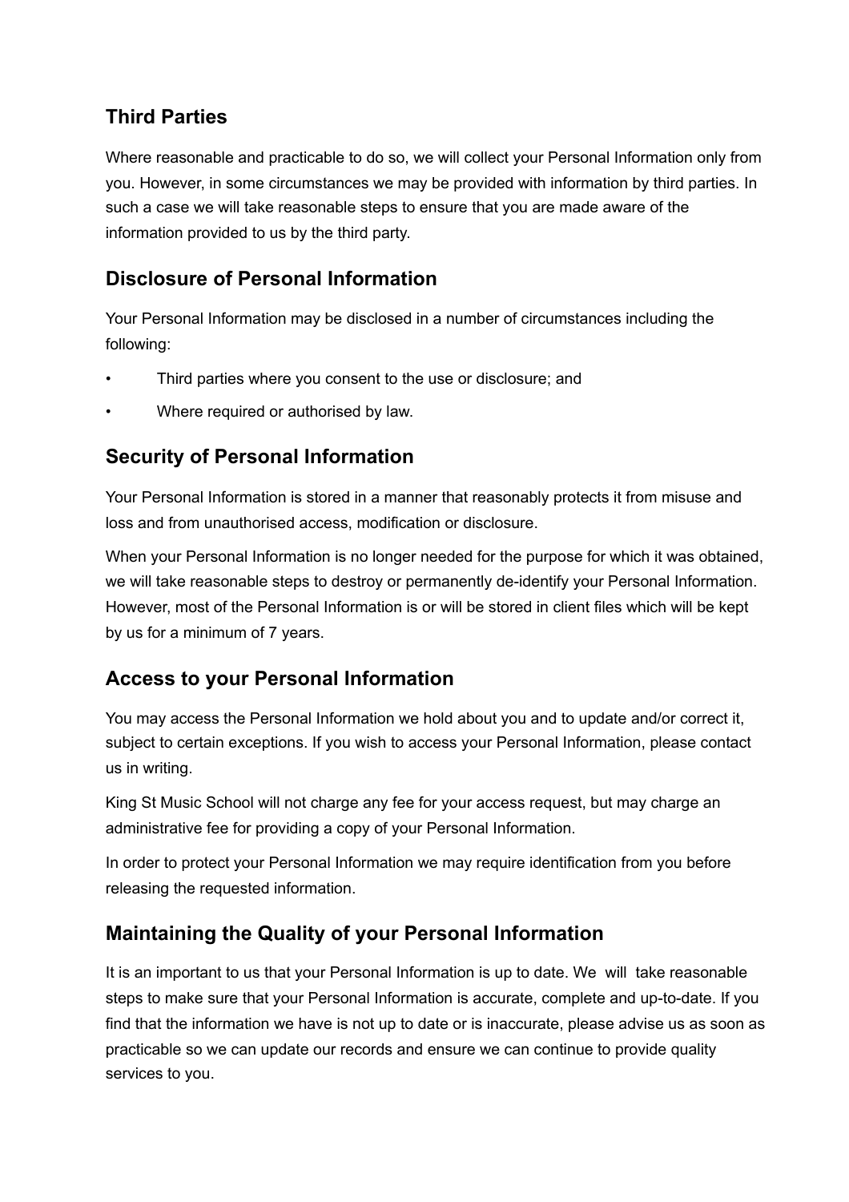## Third Parties

Where reasonable and practicable to do so, we will collect your Personal Information only from you. However, in some circumstances we may be provided with information by third parties. In such a case we will take reasonable steps to ensure that you are made aware of the information provided to us by the third party.

## Disclosure of Personal Information

Your Personal Information may be disclosed in a number of circumstances including the following:

- Third parties where you consent to the use or disclosure; and
- Where required or authorised by law.

## Security of Personal Information

Your Personal Information is stored in a manner that reasonably protects it from misuse and loss and from unauthorised access, modification or disclosure.

When your Personal Information is no longer needed for the purpose for which it was obtained, we will take reasonable steps to destroy or permanently de-identify your Personal Information. However, most of the Personal Information is or will be stored in client files which will be kept by us for a minimum of 7 years.

## Access to your Personal Information

You may access the Personal Information we hold about you and to update and/or correct it, subject to certain exceptions. If you wish to access your Personal Information, please contact us in writing.

King St Music School will not charge any fee for your access request, but may charge an administrative fee for providing a copy of your Personal Information.

In order to protect your Personal Information we may require identification from you before releasing the requested information.

## Maintaining the Quality of your Personal Information

It is an important to us that your Personal Information is up to date. We will take reasonable steps to make sure that your Personal Information is accurate, complete and up-to-date. If you find that the information we have is not up to date or is inaccurate, please advise us as soon as practicable so we can update our records and ensure we can continue to provide quality services to you.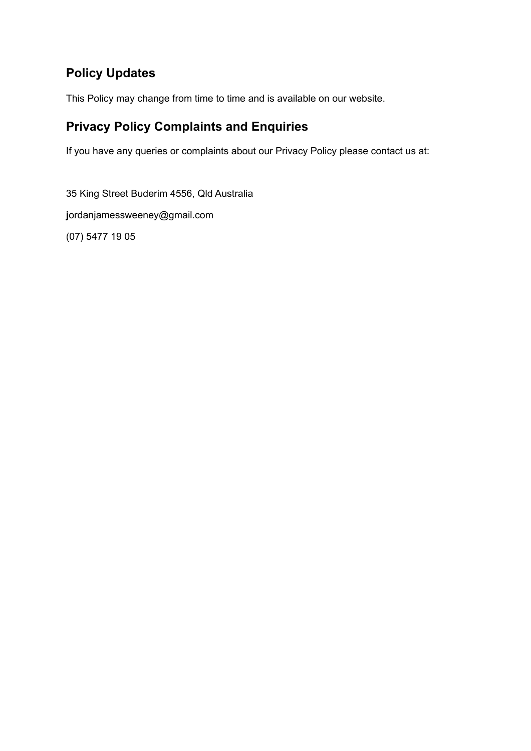## Policy Updates

This Policy may change from time to time and is available on our website.

## Privacy Policy Complaints and Enquiries

If you have any queries or complaints about our Privacy Policy please contact us at:

35 King Street Buderim 4556, Qld Australia

**j**ordanjamessweeney@gmail.com

(07) 5477 19 05